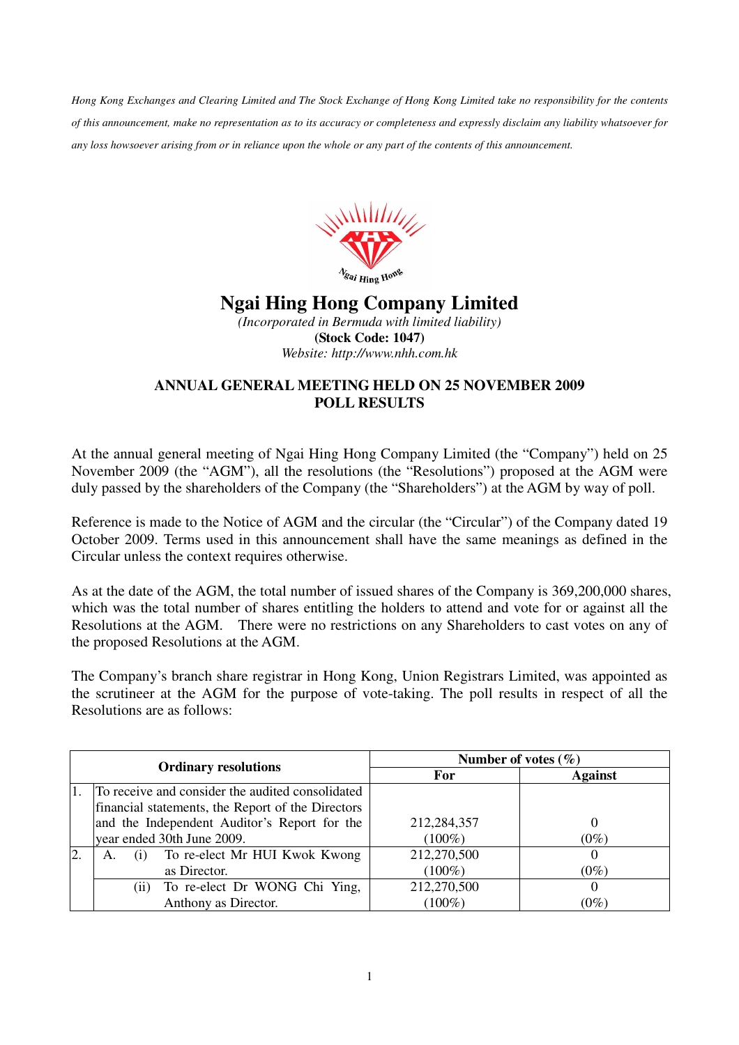*Hong Kong Exchanges and Clearing Limited and The Stock Exchange of Hong Kong Limited take no responsibility for the contents of this announcement, make no representation as to its accuracy or completeness and expressly disclaim any liability whatsoever for any loss howsoever arising from or in reliance upon the whole or any part of the contents of this announcement.*

# Ngai Hing Hong Company Limited

*(Incorporated in Bermuda with limited liability)*

**(Stock Code: 1047)**

*Website: http://www.nhh.com.hk*

## ANNUAL GENERAL MEETING HELD ON 25 NOVEMBER 2009 POLL RESULTS

At the annual general meeting of Ngai Hing Hong Company Limited (the "Company") held on 25 November 2009 (the "AGM"), all the resolutions (the "Resolutions") proposed at the AGM were duly passed by the shareholders of the Company (the "Shareholders") at the AGM by way of poll.

Reference is made to the Notice of AGM and the circular (the "Circular") of the Company dated 19 October 2009. Terms used in this announcement shall have the same meanings as defined in the Circular unless the context requires otherwise.

As at the date of the AGM, the total number of issued shares of the Company is 369,200,000 shares, which was the total number of shares entitling the holders to attend and vote for or against all the Resolutions at the AGM. There were no restrictions on any Shareholders to cast votes on any of the proposed Resolutions at the AGM.

The Company's branch share registrar in Hong Kong, Union Registrars Limited, was appointed as the scrutineer at the AGM for the purpose of vote-taking. The poll results in respect of all the Resolutions are as follows:

| Ordinary resolutions | | Number of votes (%) | |
|---|---|---|---|
| | | For | Against |
| 1. | To receive and consider the audited consolidated financial statements, the Report of the Directors and the Independent Auditor's Report for the year ended 30th June 2009. | 212,284,357 (100%) | 0 (0%) |
| 2. | A. (i) To re-elect Mr HUI Kwok Kwong as Director. | 212,270,500 (100%) | 0 (0%) |
| | (ii) To re-elect Dr WONG Chi Ying, Anthony as Director. | 212,270,500 (100%) | 0 (0%) |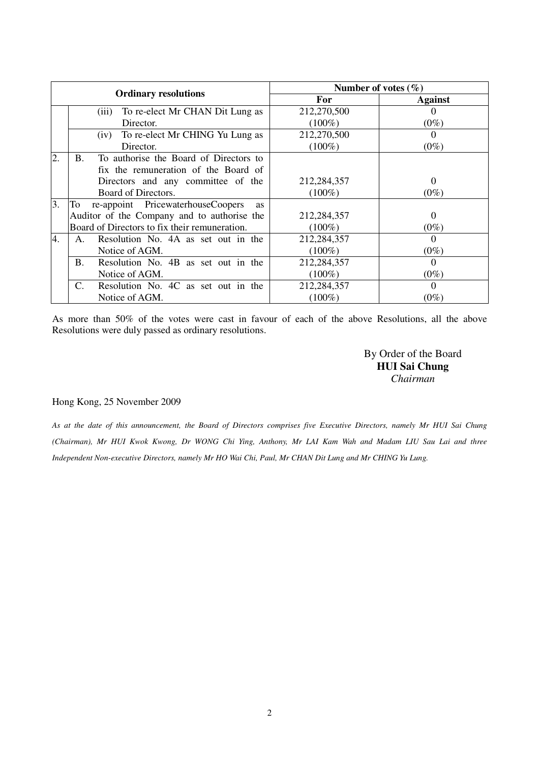| Ordinary resolutions | | Number of votes (%) | |
|---|---|---|---|
| | | For | Against |
| | (iii) To re-elect Mr CHAN Dit Lung as Director. | 212,270,500 (100%) | 0 (0%) |
| | (iv) To re-elect Mr CHING Yu Lung as Director. | 212,270,500 (100%) | 0 (0%) |
| 2. | B. To authorise the Board of Directors to fix the remuneration of the Board of Directors and any committee of the Board of Directors. | 212,284,357 (100%) | 0 (0%) |
| 3. | To re-appoint PricewaterhouseCoopers as Auditor of the Company and to authorise the Board of Directors to fix their remuneration. | 212,284,357 (100%) | 0 (0%) |
| 4. | A. Resolution No. 4A as set out in the Notice of AGM. | 212,284,357 (100%) | 0 (0%) |
| | B. Resolution No. 4B as set out in the Notice of AGM. | 212,284,357 (100%) | 0 (0%) |
| | C. Resolution No. 4C as set out in the Notice of AGM. | 212,284,357 (100%) | 0 (0%) |

As more than 50% of the votes were cast in favour of each of the above Resolutions, all the above Resolutions were duly passed as ordinary resolutions.

By Order of the Board
**HUI Sai Chung**
*Chairman*

Hong Kong, 25 November 2009

*As at the date of this announcement, the Board of Directors comprises five Executive Directors, namely Mr HUI Sai Chung (Chairman), Mr HUI Kwok Kwong, Dr WONG Chi Ying, Anthony, Mr LAI Kam Wah and Madam LIU Sau Lai and three Independent Non-executive Directors, namely Mr HO Wai Chi, Paul, Mr CHAN Dit Lung and Mr CHING Yu Lung.*